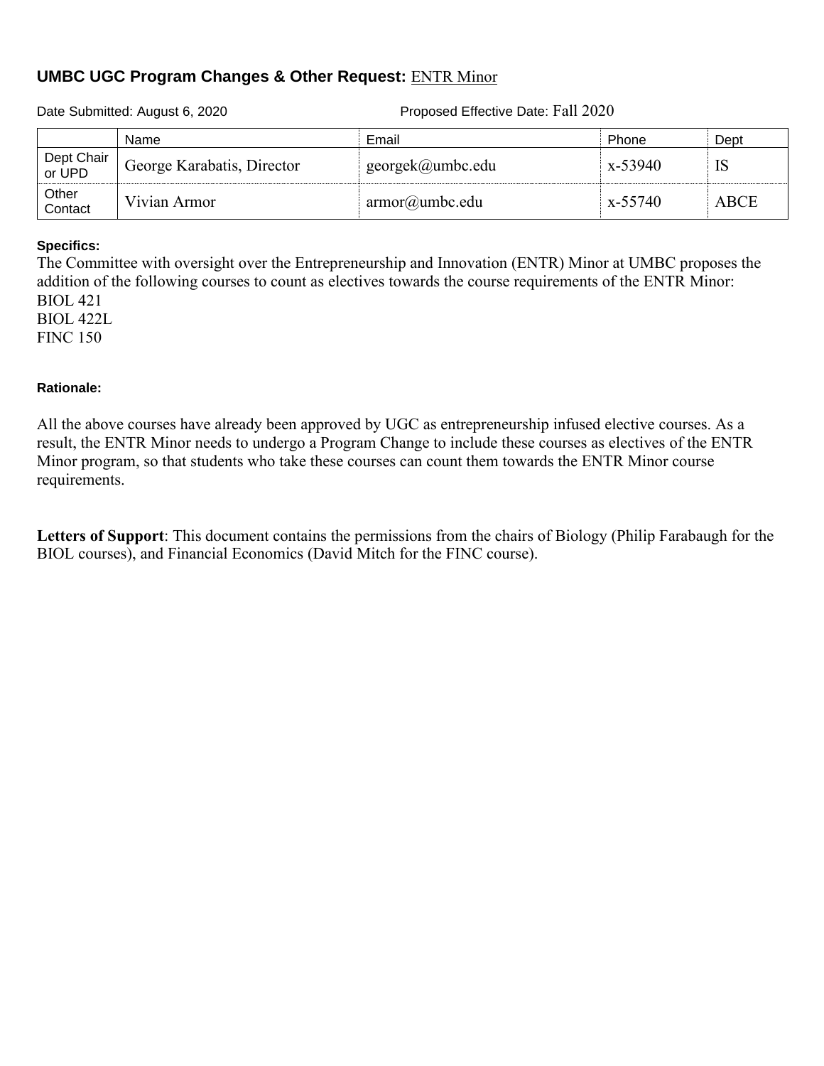# UMBC UGC Program Changes & Other Request: ENTR Minor

Date Submitted: August 6, 2020 Proposed Effective Date: Fall 2020

| | Name | Email | Phone | Dept |
|---|---|---|---|---|
| Dept Chair or UPD | George Karabatis, Director | georgek@umbc.edu | x-53940 | IS |
| Other Contact | Vivian Armor | armor@umbc.edu | x-55740 | ABCE |

**Specifics:**

The Committee with oversight over the Entrepreneurship and Innovation (ENTR) Minor at UMBC proposes the addition of the following courses to count as electives towards the course requirements of the ENTR Minor:

BIOL 421
BIOL 422L
FINC 150

**Rationale:**

All the above courses have already been approved by UGC as entrepreneurship infused elective courses. As a result, the ENTR Minor needs to undergo a Program Change to include these courses as electives of the ENTR Minor program, so that students who take these courses can count them towards the ENTR Minor course requirements.

**Letters of Support**: This document contains the permissions from the chairs of Biology (Philip Farabaugh for the BIOL courses), and Financial Economics (David Mitch for the FINC course).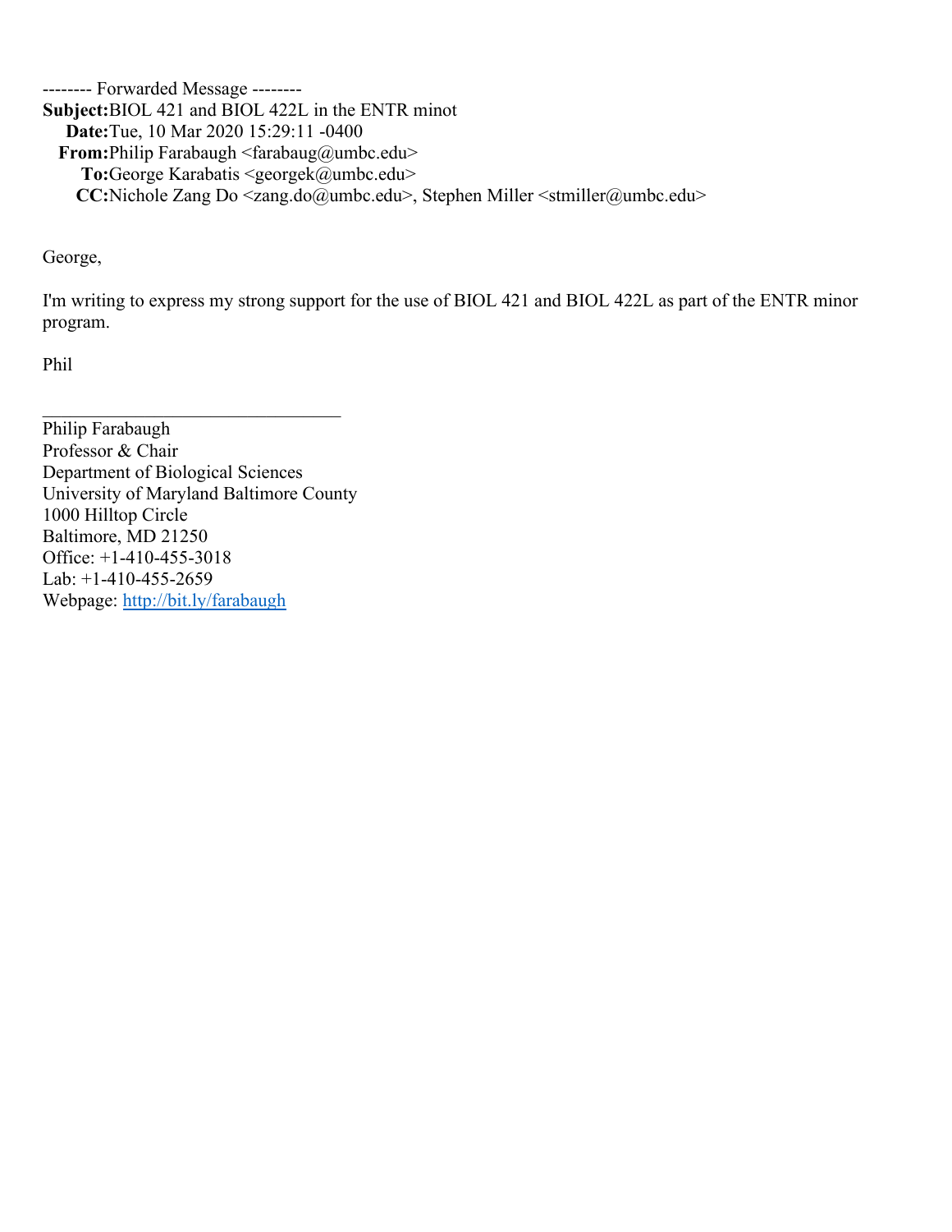-------- Forwarded Message --------

**Subject:**BIOL 421 and BIOL 422L in the ENTR minot
**Date:**Tue, 10 Mar 2020 15:29:11 -0400
**From:**Philip Farabaugh <farabaug@umbc.edu>
**To:**George Karabatis <georgek@umbc.edu>
**CC:**Nichole Zang Do <zang.do@umbc.edu>, Stephen Miller <stmiller@umbc.edu>

George,

I'm writing to express my strong support for the use of BIOL 421 and BIOL 422L as part of the ENTR minor program.

Phil

---

Philip Farabaugh
Professor & Chair
Department of Biological Sciences
University of Maryland Baltimore County
1000 Hilltop Circle
Baltimore, MD 21250
Office: +1-410-455-3018
Lab: +1-410-455-2659
Webpage: [http://bit.ly/farabaugh](http://bit.ly/farabaugh)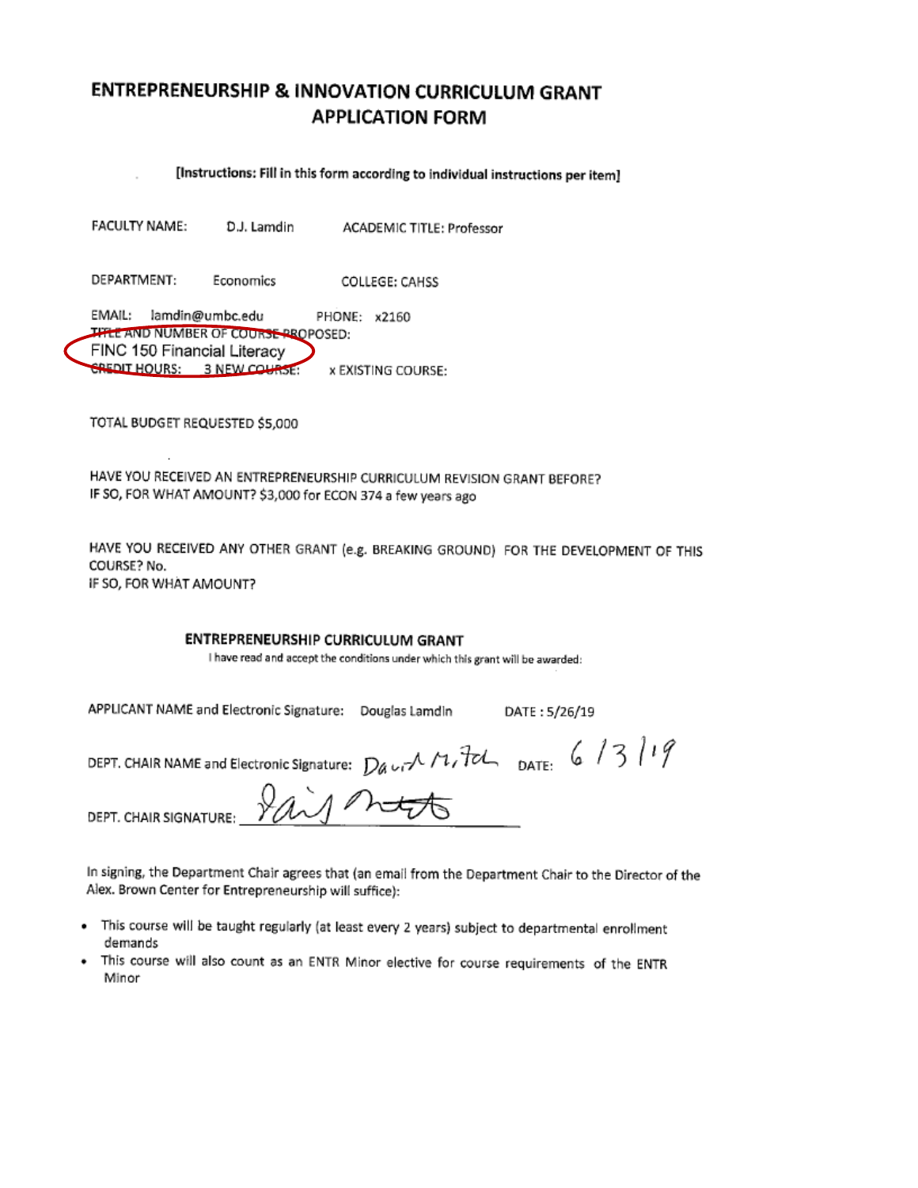# ENTREPRENEURSHIP & INNOVATION CURRICULUM GRANT APPLICATION FORM

**[Instructions: Fill in this form according to individual instructions per item]**

FACULTY NAME: D.J. Lamdin    ACADEMIC TITLE: Professor

DEPARTMENT: Economics    COLLEGE: CAHSS

EMAIL: lamdin@umbc.edu    PHONE: x2160

TITLE AND NUMBER OF COURSE PROPOSED:
FINC 150 Financial Literacy

CREDIT HOURS: 3 NEW COURSE:    x EXISTING COURSE:

TOTAL BUDGET REQUESTED $5,000

HAVE YOU RECEIVED AN ENTREPRENEURSHIP CURRICULUM REVISION GRANT BEFORE?
IF SO, FOR WHAT AMOUNT? $3,000 for ECON 374 a few years ago

HAVE YOU RECEIVED ANY OTHER GRANT (e.g. BREAKING GROUND) FOR THE DEVELOPMENT OF THIS COURSE? No.
IF SO, FOR WHAT AMOUNT?

## ENTREPRENEURSHIP CURRICULUM GRANT

I have read and accept the conditions under which this grant will be awarded:

APPLICANT NAME and Electronic Signature: Douglas Lamdin    DATE : 5/26/19

DEPT. CHAIR NAME and Electronic Signature: David Mitch    DATE: 6/3/19

DEPT. CHAIR SIGNATURE: David Mitch

In signing, the Department Chair agrees that (an email from the Department Chair to the Director of the Alex. Brown Center for Entrepreneurship will suffice):

- This course will be taught regularly (at least every 2 years) subject to departmental enrollment demands
- This course will also count as an ENTR Minor elective for course requirements of the ENTR Minor